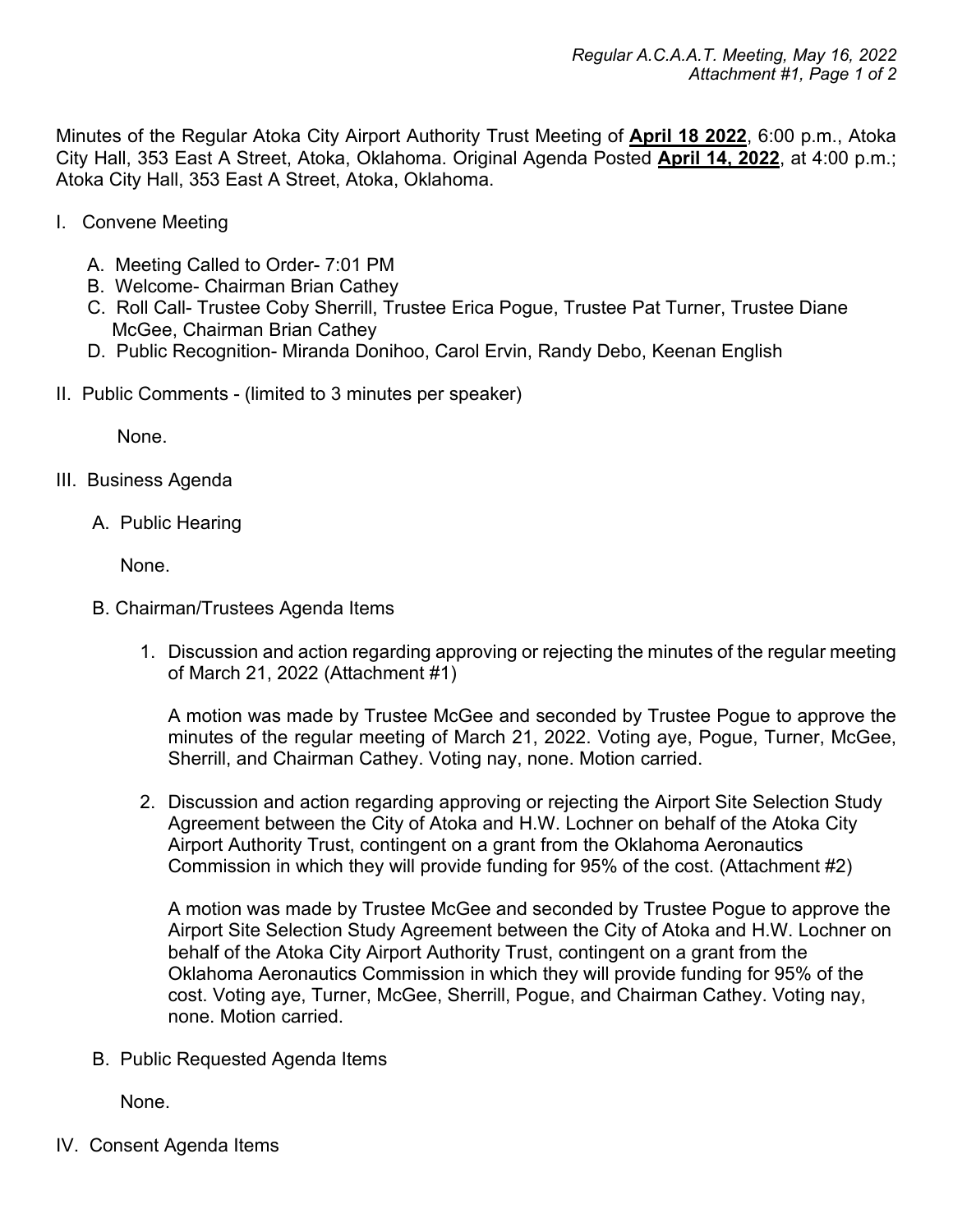Minutes of the Regular Atoka City Airport Authority Trust Meeting of **April 18 2022**, 6:00 p.m., Atoka City Hall, 353 East A Street, Atoka, Oklahoma. Original Agenda Posted **April 14, 2022**, at 4:00 p.m.; Atoka City Hall, 353 East A Street, Atoka, Oklahoma.

I. Convene Meeting

   A. Meeting Called to Order- 7:01 PM
   B. Welcome- Chairman Brian Cathey
   C. Roll Call- Trustee Coby Sherrill, Trustee Erica Pogue, Trustee Pat Turner, Trustee Diane McGee, Chairman Brian Cathey
   D. Public Recognition- Miranda Donihoo, Carol Ervin, Randy Debo, Keenan English

II. Public Comments - (limited to 3 minutes per speaker)

   None.

III. Business Agenda

   A. Public Hearing

   None.

   B. Chairman/Trustees Agenda Items

   1. Discussion and action regarding approving or rejecting the minutes of the regular meeting of March 21, 2022 (Attachment #1)

      A motion was made by Trustee McGee and seconded by Trustee Pogue to approve the minutes of the regular meeting of March 21, 2022. Voting aye, Pogue, Turner, McGee, Sherrill, and Chairman Cathey. Voting nay, none. Motion carried.

   2. Discussion and action regarding approving or rejecting the Airport Site Selection Study Agreement between the City of Atoka and H.W. Lochner on behalf of the Atoka City Airport Authority Trust, contingent on a grant from the Oklahoma Aeronautics Commission in which they will provide funding for 95% of the cost. (Attachment #2)

      A motion was made by Trustee McGee and seconded by Trustee Pogue to approve the Airport Site Selection Study Agreement between the City of Atoka and H.W. Lochner on behalf of the Atoka City Airport Authority Trust, contingent on a grant from the Oklahoma Aeronautics Commission in which they will provide funding for 95% of the cost. Voting aye, Turner, McGee, Sherrill, Pogue, and Chairman Cathey. Voting nay, none. Motion carried.

   B. Public Requested Agenda Items

   None.

IV. Consent Agenda Items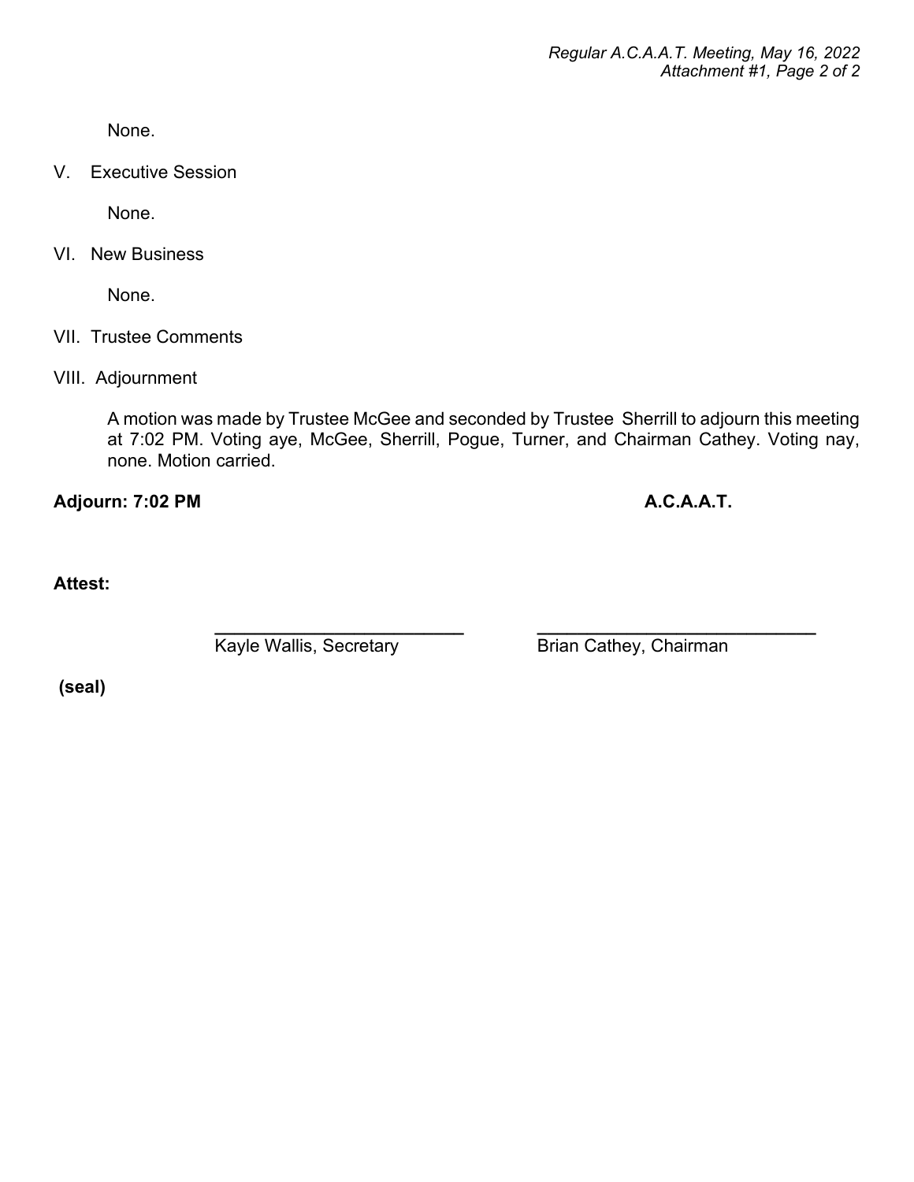None.

V. Executive Session

None.

VI. New Business

None.

VII. Trustee Comments

VIII. Adjournment

A motion was made by Trustee McGee and seconded by Trustee Sherrill to adjourn this meeting at 7:02 PM. Voting aye, McGee, Sherrill, Pogue, Turner, and Chairman Cathey. Voting nay, none. Motion carried.

**Adjourn: 7:02 PM** **A.C.A.A.T.**

**Attest:**

\_\_\_\_\_\_\_\_\_\_\_\_\_\_\_\_\_\_\_\_\_\_\_\_\_\_
Kayle Wallis, Secretary

\_\_\_\_\_\_\_\_\_\_\_\_\_\_\_\_\_\_\_\_\_\_\_\_\_\_
Brian Cathey, Chairman

**(seal)**